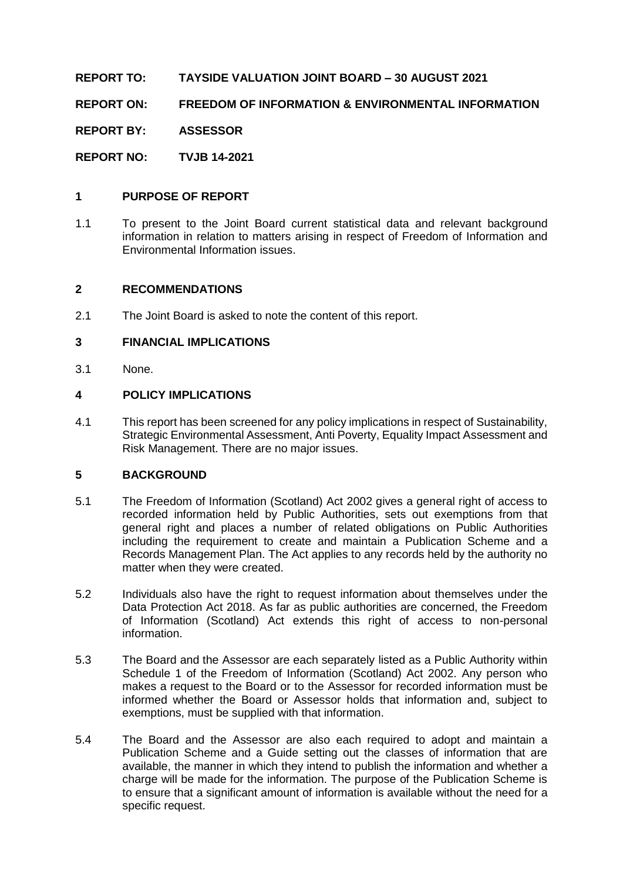**REPORT TO: TAYSIDE VALUATION JOINT BOARD – 30 AUGUST 2021**

**REPORT ON: FREEDOM OF INFORMATION & ENVIRONMENTAL INFORMATION**

**REPORT BY: ASSESSOR**

**REPORT NO: TVJB 14-2021**

## 1 PURPOSE OF REPORT

1.1 To present to the Joint Board current statistical data and relevant background information in relation to matters arising in respect of Freedom of Information and Environmental Information issues.

## 2 RECOMMENDATIONS

2.1 The Joint Board is asked to note the content of this report.

## 3 FINANCIAL IMPLICATIONS

3.1 None.

## 4 POLICY IMPLICATIONS

4.1 This report has been screened for any policy implications in respect of Sustainability, Strategic Environmental Assessment, Anti Poverty, Equality Impact Assessment and Risk Management. There are no major issues.

## 5 BACKGROUND

5.1 The Freedom of Information (Scotland) Act 2002 gives a general right of access to recorded information held by Public Authorities, sets out exemptions from that general right and places a number of related obligations on Public Authorities including the requirement to create and maintain a Publication Scheme and a Records Management Plan. The Act applies to any records held by the authority no matter when they were created.

5.2 Individuals also have the right to request information about themselves under the Data Protection Act 2018. As far as public authorities are concerned, the Freedom of Information (Scotland) Act extends this right of access to non-personal information.

5.3 The Board and the Assessor are each separately listed as a Public Authority within Schedule 1 of the Freedom of Information (Scotland) Act 2002. Any person who makes a request to the Board or to the Assessor for recorded information must be informed whether the Board or Assessor holds that information and, subject to exemptions, must be supplied with that information.

5.4 The Board and the Assessor are also each required to adopt and maintain a Publication Scheme and a Guide setting out the classes of information that are available, the manner in which they intend to publish the information and whether a charge will be made for the information. The purpose of the Publication Scheme is to ensure that a significant amount of information is available without the need for a specific request.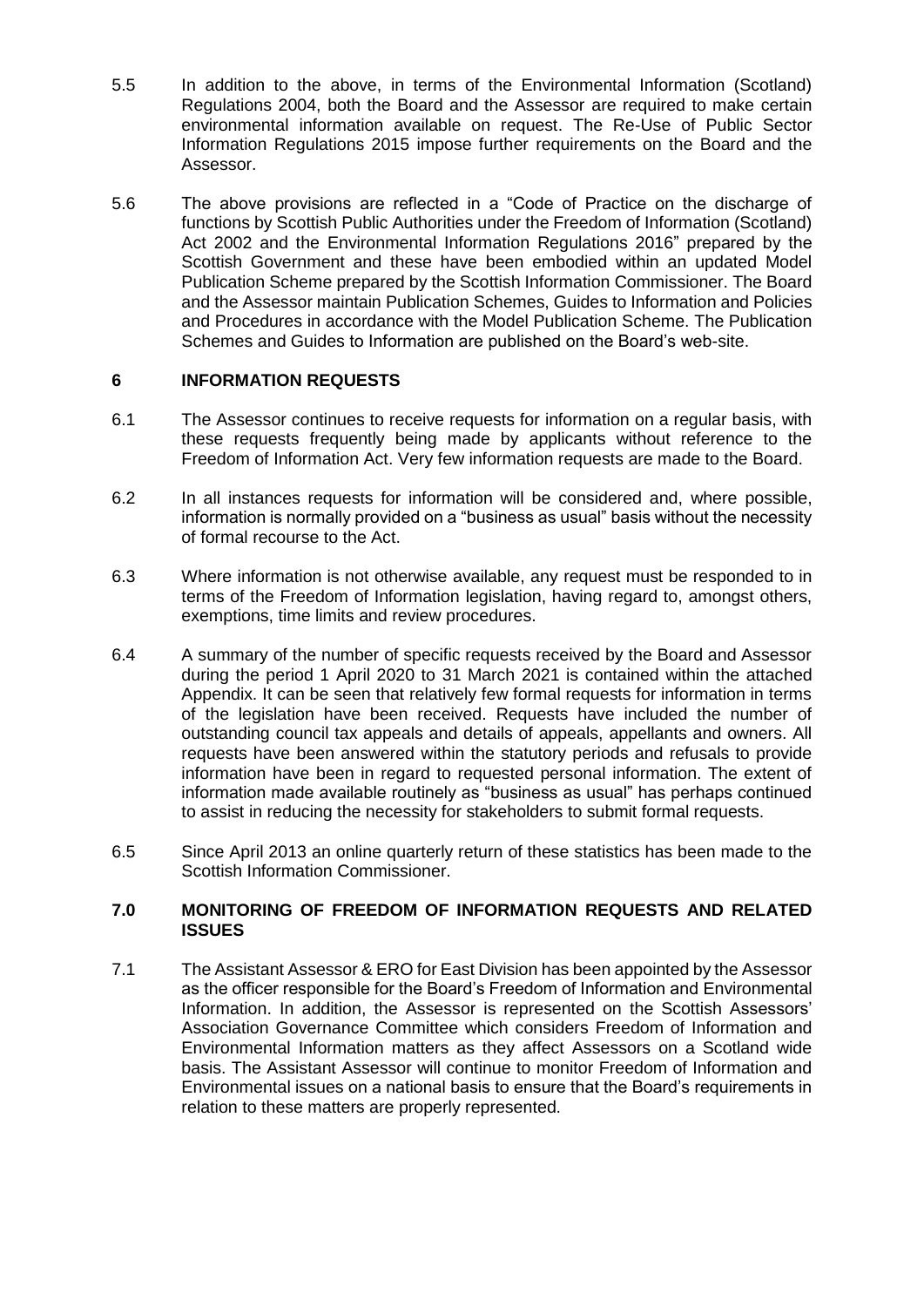5.5 In addition to the above, in terms of the Environmental Information (Scotland) Regulations 2004, both the Board and the Assessor are required to make certain environmental information available on request. The Re-Use of Public Sector Information Regulations 2015 impose further requirements on the Board and the Assessor.

5.6 The above provisions are reflected in a "Code of Practice on the discharge of functions by Scottish Public Authorities under the Freedom of Information (Scotland) Act 2002 and the Environmental Information Regulations 2016" prepared by the Scottish Government and these have been embodied within an updated Model Publication Scheme prepared by the Scottish Information Commissioner. The Board and the Assessor maintain Publication Schemes, Guides to Information and Policies and Procedures in accordance with the Model Publication Scheme. The Publication Schemes and Guides to Information are published on the Board's web-site.

## 6 INFORMATION REQUESTS

6.1 The Assessor continues to receive requests for information on a regular basis, with these requests frequently being made by applicants without reference to the Freedom of Information Act. Very few information requests are made to the Board.

6.2 In all instances requests for information will be considered and, where possible, information is normally provided on a "business as usual" basis without the necessity of formal recourse to the Act.

6.3 Where information is not otherwise available, any request must be responded to in terms of the Freedom of Information legislation, having regard to, amongst others, exemptions, time limits and review procedures.

6.4 A summary of the number of specific requests received by the Board and Assessor during the period 1 April 2020 to 31 March 2021 is contained within the attached Appendix. It can be seen that relatively few formal requests for information in terms of the legislation have been received. Requests have included the number of outstanding council tax appeals and details of appeals, appellants and owners. All requests have been answered within the statutory periods and refusals to provide information have been in regard to requested personal information. The extent of information made available routinely as "business as usual" has perhaps continued to assist in reducing the necessity for stakeholders to submit formal requests.

6.5 Since April 2013 an online quarterly return of these statistics has been made to the Scottish Information Commissioner.

## 7.0 MONITORING OF FREEDOM OF INFORMATION REQUESTS AND RELATED ISSUES

7.1 The Assistant Assessor & ERO for East Division has been appointed by the Assessor as the officer responsible for the Board's Freedom of Information and Environmental Information. In addition, the Assessor is represented on the Scottish Assessors' Association Governance Committee which considers Freedom of Information and Environmental Information matters as they affect Assessors on a Scotland wide basis. The Assistant Assessor will continue to monitor Freedom of Information and Environmental issues on a national basis to ensure that the Board's requirements in relation to these matters are properly represented.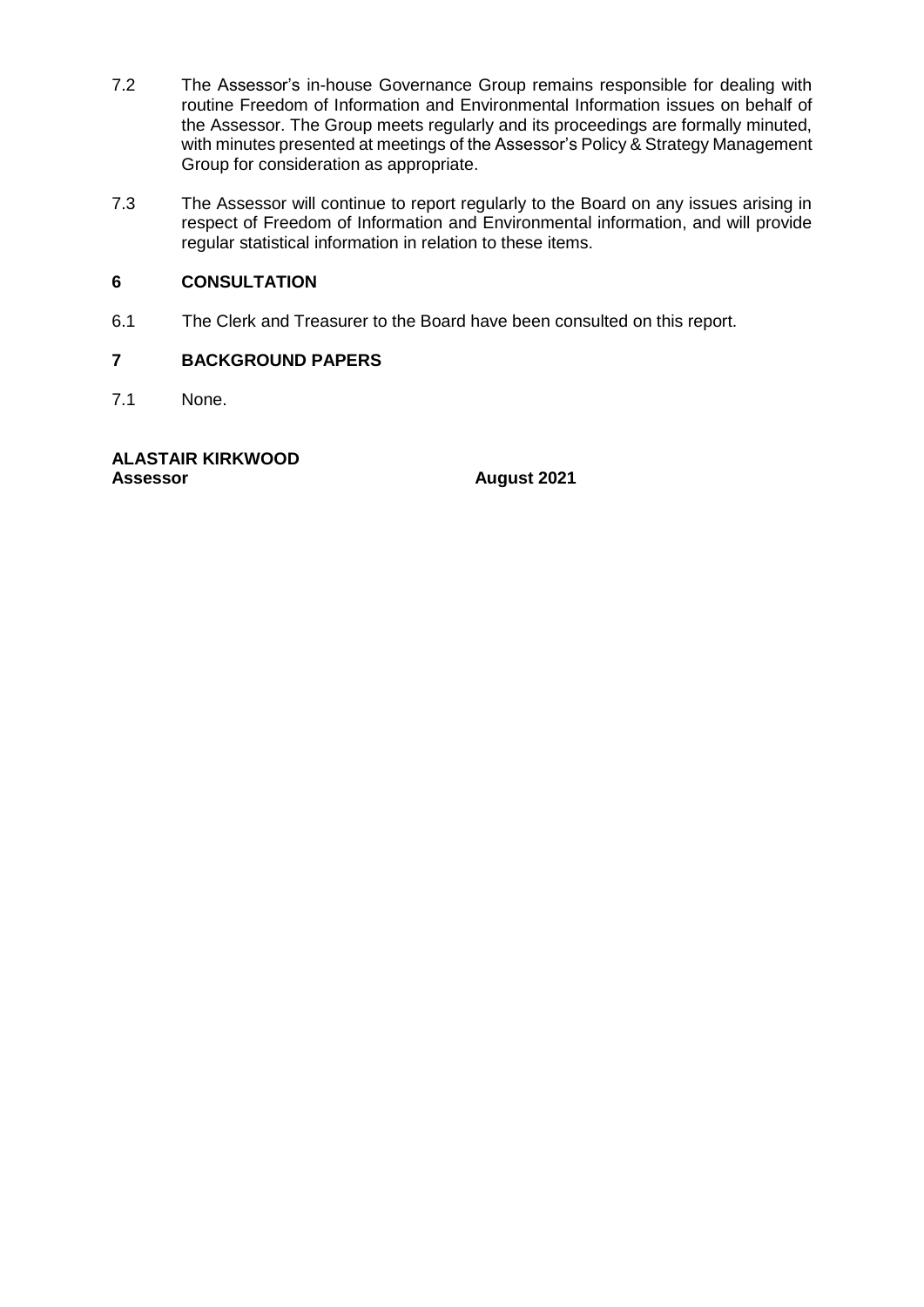7.2 The Assessor's in-house Governance Group remains responsible for dealing with routine Freedom of Information and Environmental Information issues on behalf of the Assessor. The Group meets regularly and its proceedings are formally minuted, with minutes presented at meetings of the Assessor's Policy & Strategy Management Group for consideration as appropriate.

7.3 The Assessor will continue to report regularly to the Board on any issues arising in respect of Freedom of Information and Environmental information, and will provide regular statistical information in relation to these items.

## 6 CONSULTATION

6.1 The Clerk and Treasurer to the Board have been consulted on this report.

## 7 BACKGROUND PAPERS

7.1 None.

**ALASTAIR KIRKWOOD**
**Assessor** **August 2021**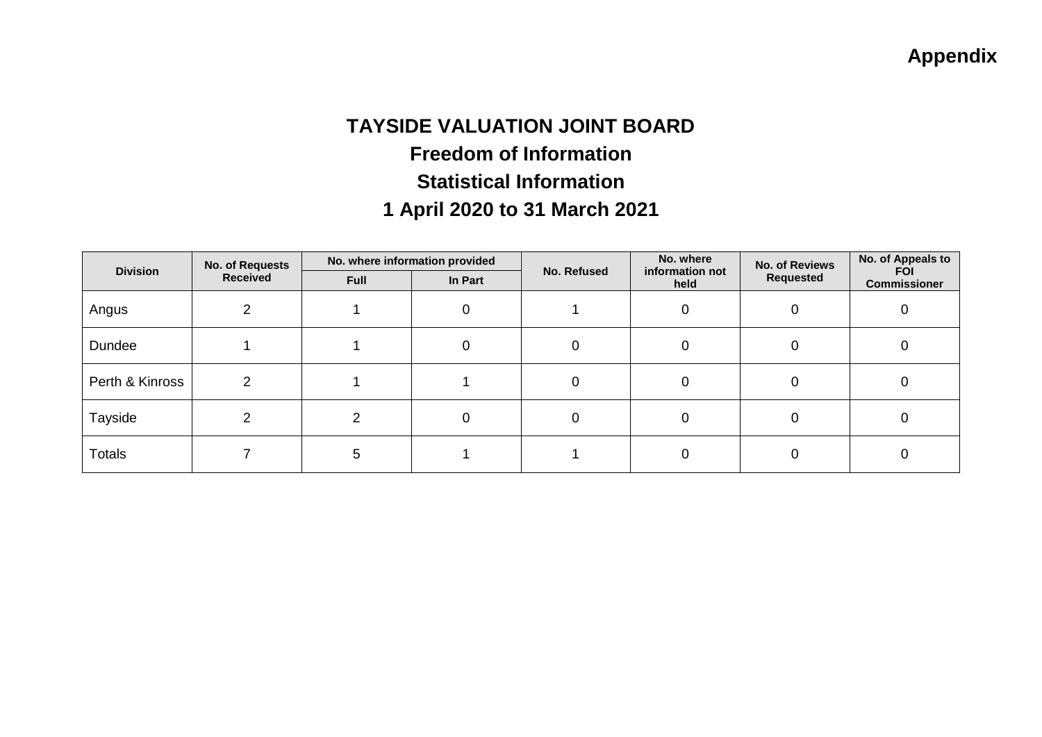**Appendix**

# TAYSIDE VALUATION JOINT BOARD

## Freedom of Information

## Statistical Information

## 1 April 2020 to 31 March 2021

| Division | No. of Requests Received | No. where information provided | | No. Refused | No. where information not held | No. of Reviews Requested | No. of Appeals to FOI Commissioner |
|---|---|---|---|---|---|---|---|
| | | Full | In Part | | | | |
| Angus | 2 | 1 | 0 | 1 | 0 | 0 | 0 |
| Dundee | 1 | 1 | 0 | 0 | 0 | 0 | 0 |
| Perth & Kinross | 2 | 1 | 1 | 0 | 0 | 0 | 0 |
| Tayside | 2 | 2 | 0 | 0 | 0 | 0 | 0 |
| Totals | 7 | 5 | 1 | 1 | 0 | 0 | 0 |